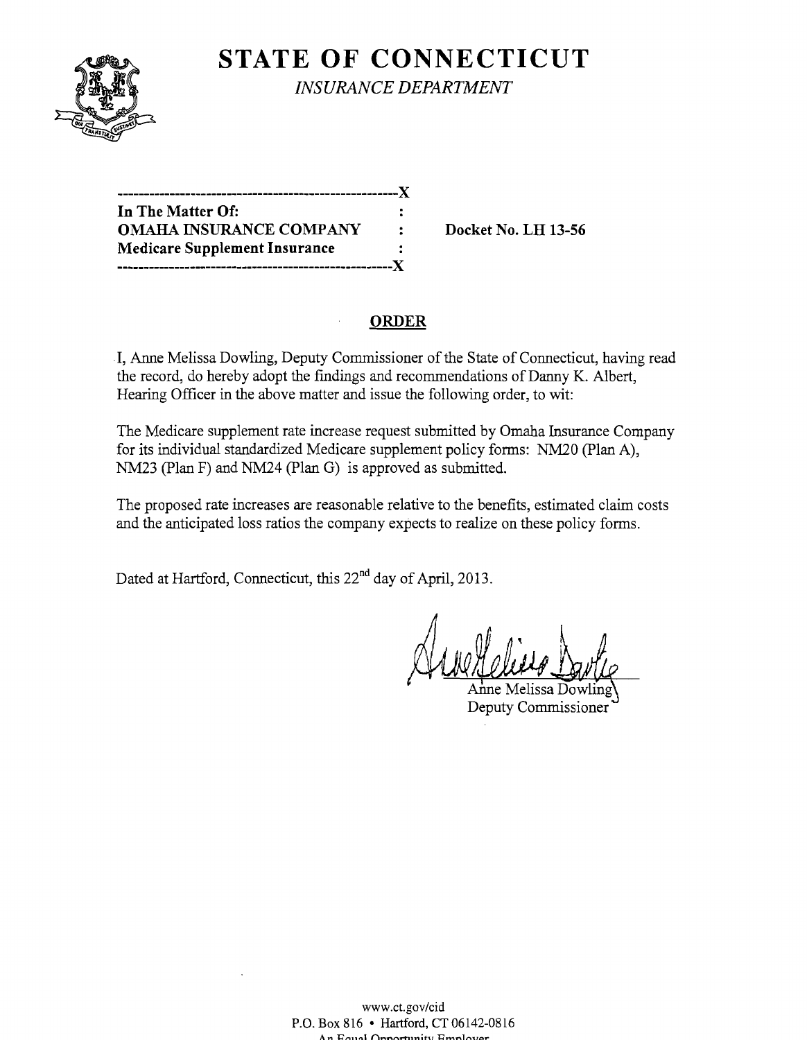# STATE OF CONNECTICUT

*INSURANCE DEPARTMENT*

```
-----------------------------------------------------X
In The Matter Of:                                    :
OMAHA INSURANCE COMPANY                              :     Docket No. LH 13-56
Medicare Supplement Insurance                        :
-----------------------------------------------------X
```

## ORDER

I, Anne Melissa Dowling, Deputy Commissioner of the State of Connecticut, having read the record, do hereby adopt the findings and recommendations of Danny K. Albert, Hearing Officer in the above matter and issue the following order, to wit:

The Medicare supplement rate increase request submitted by Omaha Insurance Company for its individual standardized Medicare supplement policy forms: NM20 (Plan A), NM23 (Plan F) and NM24 (Plan G) is approved as submitted.

The proposed rate increases are reasonable relative to the benefits, estimated claim costs and the anticipated loss ratios the company expects to realize on these policy forms.

Dated at Hartford, Connecticut, this 22nd day of April, 2013.

Anne Melissa Dowling
Deputy Commissioner

www.ct.gov/cid
P.O. Box 816 • Hartford, CT 06142-0816
An Equal Opportunity Employer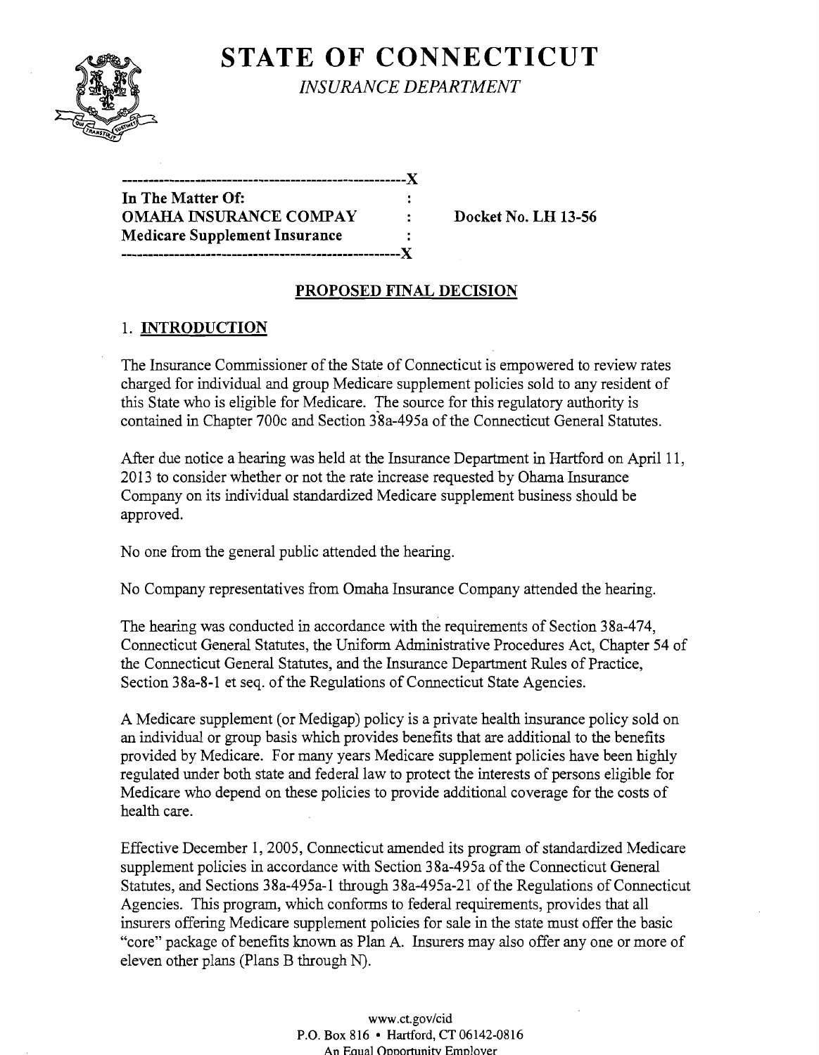# STATE OF CONNECTICUT

*INSURANCE DEPARTMENT*

```
------------------------------------------------------X
In The Matter Of:                                     :
OMAHA INSURANCE COMPAY                                :     Docket No. LH 13-56
Medicare Supplement Insurance                         :
------------------------------------------------------X
```

## PROPOSED FINAL DECISION

### 1. INTRODUCTION

The Insurance Commissioner of the State of Connecticut is empowered to review rates charged for individual and group Medicare supplement policies sold to any resident of this State who is eligible for Medicare. The source for this regulatory authority is contained in Chapter 700c and Section 38a-495a of the Connecticut General Statutes.

After due notice a hearing was held at the Insurance Department in Hartford on April 11, 2013 to consider whether or not the rate increase requested by Ohama Insurance Company on its individual standardized Medicare supplement business should be approved.

No one from the general public attended the hearing.

No Company representatives from Omaha Insurance Company attended the hearing.

The hearing was conducted in accordance with the requirements of Section 38a-474, Connecticut General Statutes, the Uniform Administrative Procedures Act, Chapter 54 of the Connecticut General Statutes, and the Insurance Department Rules of Practice, Section 38a-8-1 et seq. of the Regulations of Connecticut State Agencies.

A Medicare supplement (or Medigap) policy is a private health insurance policy sold on an individual or group basis which provides benefits that are additional to the benefits provided by Medicare. For many years Medicare supplement policies have been highly regulated under both state and federal law to protect the interests of persons eligible for Medicare who depend on these policies to provide additional coverage for the costs of health care.

Effective December 1, 2005, Connecticut amended its program of standardized Medicare supplement policies in accordance with Section 38a-495a of the Connecticut General Statutes, and Sections 38a-495a-1 through 38a-495a-21 of the Regulations of Connecticut Agencies. This program, which conforms to federal requirements, provides that all insurers offering Medicare supplement policies for sale in the state must offer the basic "core" package of benefits known as Plan A. Insurers may also offer any one or more of eleven other plans (Plans B through N).

www.ct.gov/cid
P.O. Box 816 • Hartford, CT 06142-0816
An Equal Opportunity Employer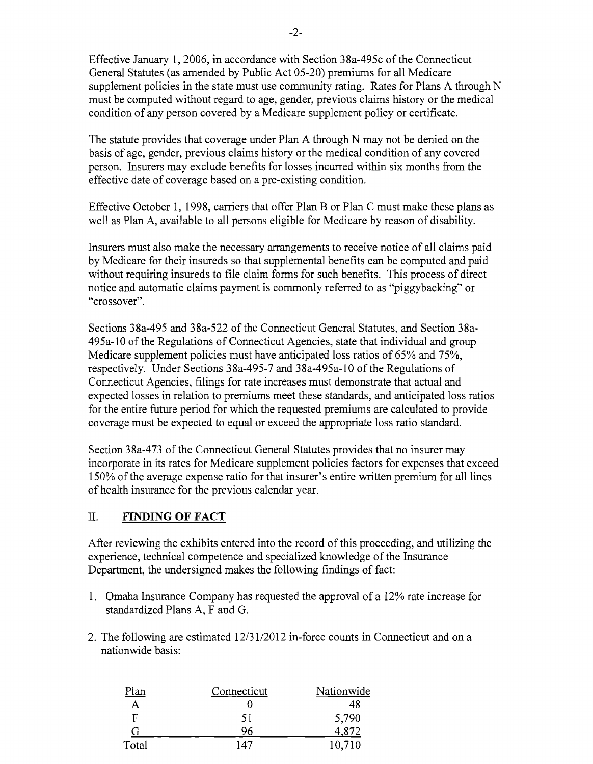Effective January 1, 2006, in accordance with Section 38a-495c of the Connecticut General Statutes (as amended by Public Act 05-20) premiums for all Medicare supplement policies in the state must use community rating. Rates for Plans A through N must be computed without regard to age, gender, previous claims history or the medical condition of any person covered by a Medicare supplement policy or certificate.

The statute provides that coverage under Plan A through N may not be denied on the basis of age, gender, previous claims history or the medical condition of any covered person. Insurers may exclude benefits for losses incurred within six months from the effective date of coverage based on a pre-existing condition.

Effective October 1, 1998, carriers that offer Plan B or Plan C must make these plans as well as Plan A, available to all persons eligible for Medicare by reason of disability.

Insurers must also make the necessary arrangements to receive notice of all claims paid by Medicare for their insureds so that supplemental benefits can be computed and paid without requiring insureds to file claim forms for such benefits. This process of direct notice and automatic claims payment is commonly referred to as "piggybacking" or "crossover".

Sections 38a-495 and 38a-522 of the Connecticut General Statutes, and Section 38a-495a-10 of the Regulations of Connecticut Agencies, state that individual and group Medicare supplement policies must have anticipated loss ratios of 65% and 75%, respectively. Under Sections 38a-495-7 and 38a-495a-10 of the Regulations of Connecticut Agencies, filings for rate increases must demonstrate that actual and expected losses in relation to premiums meet these standards, and anticipated loss ratios for the entire future period for which the requested premiums are calculated to provide coverage must be expected to equal or exceed the appropriate loss ratio standard.

Section 38a-473 of the Connecticut General Statutes provides that no insurer may incorporate in its rates for Medicare supplement policies factors for expenses that exceed 150% of the average expense ratio for that insurer's entire written premium for all lines of health insurance for the previous calendar year.

## II. FINDING OF FACT

After reviewing the exhibits entered into the record of this proceeding, and utilizing the experience, technical competence and specialized knowledge of the Insurance Department, the undersigned makes the following findings of fact:

1. Omaha Insurance Company has requested the approval of a 12% rate increase for standardized Plans A, F and G.

2. The following are estimated 12/31/2012 in-force counts in Connecticut and on a nationwide basis:

| Plan | Connecticut | Nationwide |
|---|---|---|
| A | 0 | 48 |
| F | 51 | 5,790 |
| G | 96 | 4,872 |
| Total | 147 | 10,710 |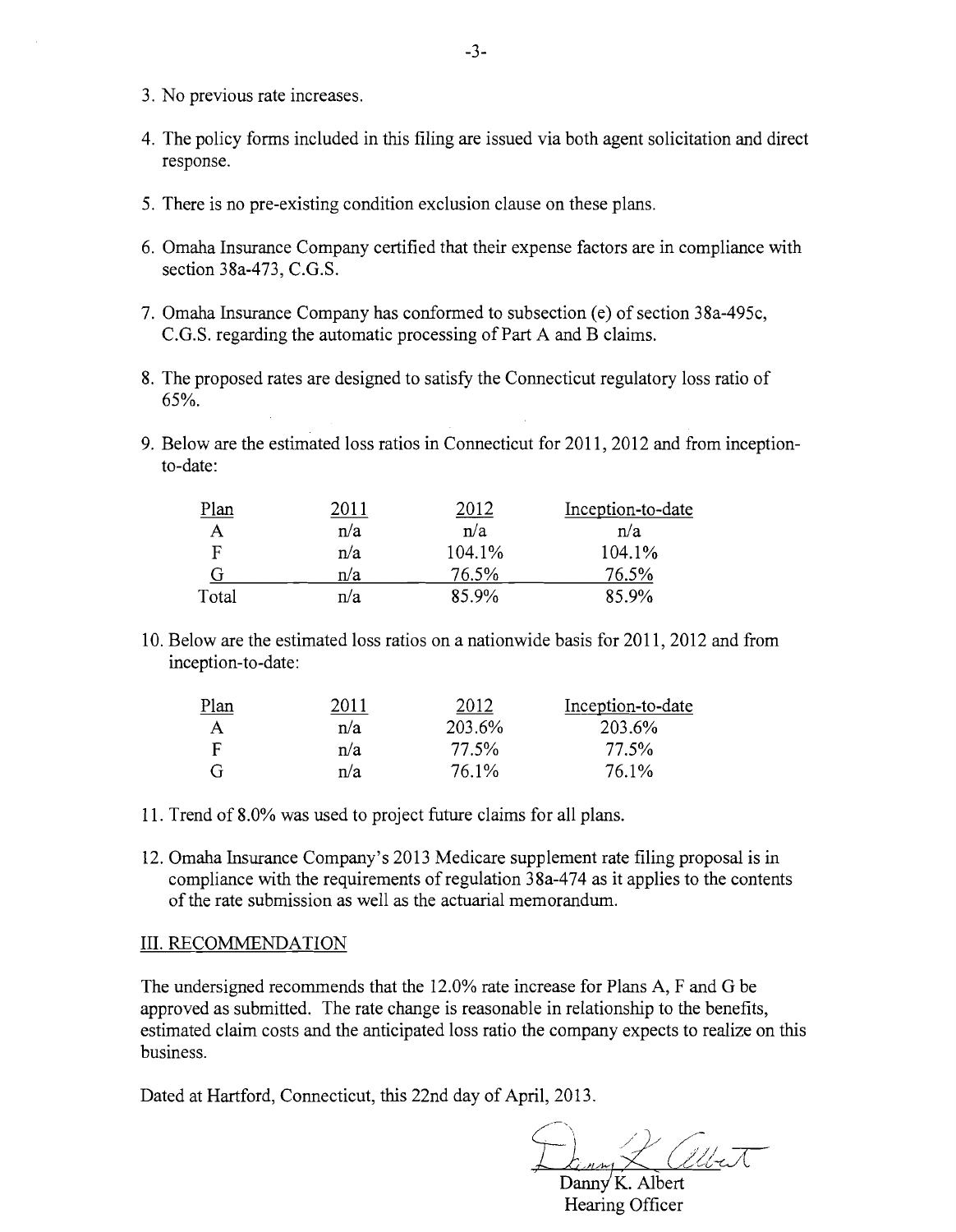3. No previous rate increases.

4. The policy forms included in this filing are issued via both agent solicitation and direct response.

5. There is no pre-existing condition exclusion clause on these plans.

6. Omaha Insurance Company certified that their expense factors are in compliance with section 38a-473, C.G.S.

7. Omaha Insurance Company has conformed to subsection (e) of section 38a-495c, C.G.S. regarding the automatic processing of Part A and B claims.

8. The proposed rates are designed to satisfy the Connecticut regulatory loss ratio of 65%.

9. Below are the estimated loss ratios in Connecticut for 2011, 2012 and from inception-to-date:

| Plan | 2011 | 2012 | Inception-to-date |
|---|---|---|---|
| A | n/a | n/a | n/a |
| F | n/a | 104.1% | 104.1% |
| G | n/a | 76.5% | 76.5% |
| Total | n/a | 85.9% | 85.9% |

10. Below are the estimated loss ratios on a nationwide basis for 2011, 2012 and from inception-to-date:

| Plan | 2011 | 2012 | Inception-to-date |
|---|---|---|---|
| A | n/a | 203.6% | 203.6% |
| F | n/a | 77.5% | 77.5% |
| G | n/a | 76.1% | 76.1% |

11. Trend of 8.0% was used to project future claims for all plans.

12. Omaha Insurance Company's 2013 Medicare supplement rate filing proposal is in compliance with the requirements of regulation 38a-474 as it applies to the contents of the rate submission as well as the actuarial memorandum.

## III. RECOMMENDATION

The undersigned recommends that the 12.0% rate increase for Plans A, F and G be approved as submitted. The rate change is reasonable in relationship to the benefits, estimated claim costs and the anticipated loss ratio the company expects to realize on this business.

Dated at Hartford, Connecticut, this 22nd day of April, 2013.

Danny K. Albert
Hearing Officer